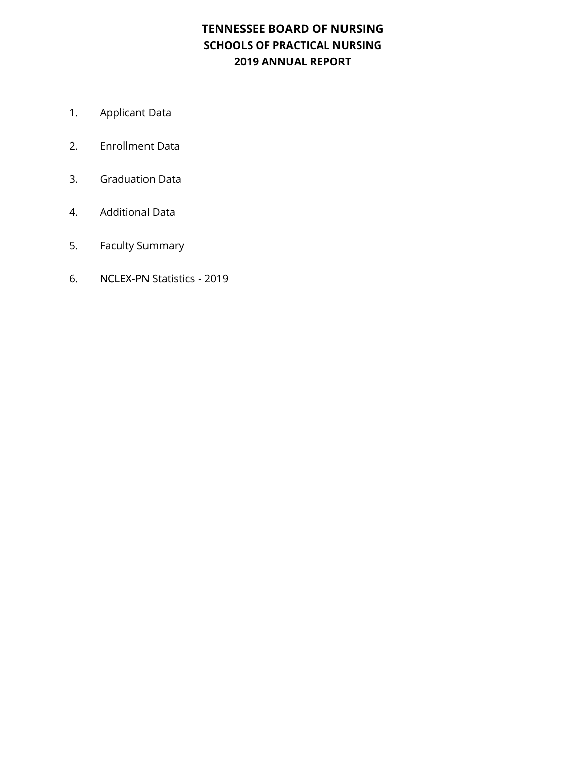# TENNESSEE BOARD OF NURSING
## SCHOOLS OF PRACTICAL NURSING
## 2019 ANNUAL REPORT

1. Applicant Data
2. Enrollment Data
3. Graduation Data
4. Additional Data
5. Faculty Summary
6. NCLEX-PN Statistics - 2019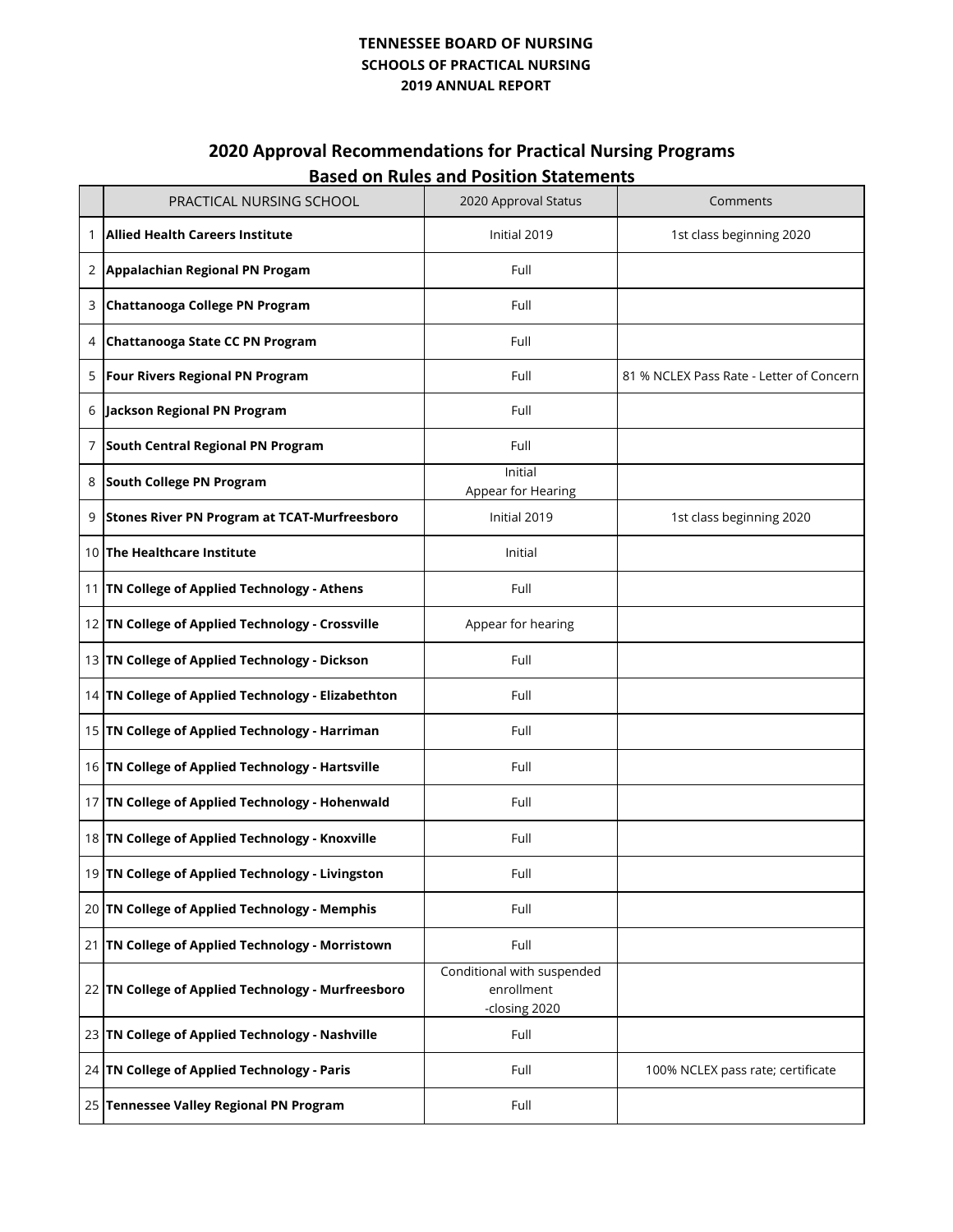**TENNESSEE BOARD OF NURSING**
**SCHOOLS OF PRACTICAL NURSING**
**2019 ANNUAL REPORT**

## 2020 Approval Recommendations for Practical Nursing Programs
## Based on Rules and Position Statements

| | PRACTICAL NURSING SCHOOL | 2020 Approval Status | Comments |
|---|---|---|---|
| 1 | **Allied Health Careers Institute** | Initial 2019 | 1st class beginning 2020 |
| 2 | **Appalachian Regional PN Progam** | Full | |
| 3 | **Chattanooga College PN Program** | Full | |
| 4 | **Chattanooga State CC PN Program** | Full | |
| 5 | **Four Rivers Regional PN Program** | Full | 81 % NCLEX Pass Rate - Letter of Concern |
| 6 | **Jackson Regional PN Program** | Full | |
| 7 | **South Central Regional PN Program** | Full | |
| 8 | **South College PN Program** | Initial<br>Appear for Hearing | |
| 9 | **Stones River PN Program at TCAT-Murfreesboro** | Initial 2019 | 1st class beginning 2020 |
| 10 | **The Healthcare Institute** | Initial | |
| 11 | **TN College of Applied Technology - Athens** | Full | |
| 12 | **TN College of Applied Technology - Crossville** | Appear for hearing | |
| 13 | **TN College of Applied Technology - Dickson** | Full | |
| 14 | **TN College of Applied Technology - Elizabethton** | Full | |
| 15 | **TN College of Applied Technology - Harriman** | Full | |
| 16 | **TN College of Applied Technology - Hartsville** | Full | |
| 17 | **TN College of Applied Technology - Hohenwald** | Full | |
| 18 | **TN College of Applied Technology - Knoxville** | Full | |
| 19 | **TN College of Applied Technology - Livingston** | Full | |
| 20 | **TN College of Applied Technology - Memphis** | Full | |
| 21 | **TN College of Applied Technology - Morristown** | Full | |
| 22 | **TN College of Applied Technology - Murfreesboro** | Conditional with suspended enrollment<br>-closing 2020 | |
| 23 | **TN College of Applied Technology - Nashville** | Full | |
| 24 | **TN College of Applied Technology - Paris** | Full | 100% NCLEX pass rate; certificate |
| 25 | **Tennessee Valley Regional PN Program** | Full | |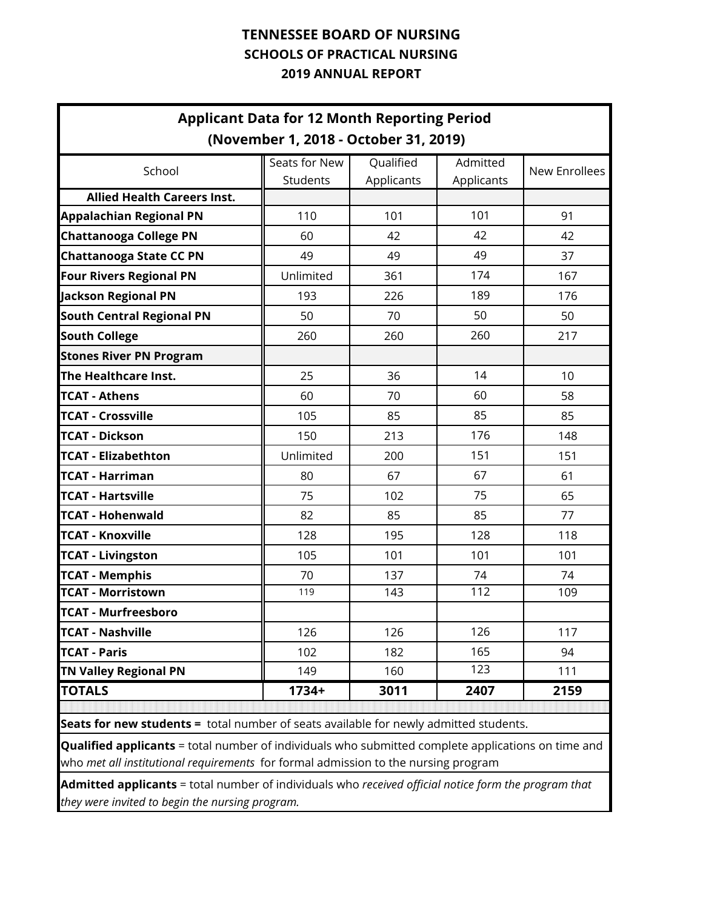# TENNESSEE BOARD OF NURSING
## SCHOOLS OF PRACTICAL NURSING
## 2019 ANNUAL REPORT

### Applicant Data for 12 Month Reporting Period (November 1, 2018 - October 31, 2019)

| School | Seats for New Students | Qualified Applicants | Admitted Applicants | New Enrollees |
|---|---|---|---|---|
| **Allied Health Careers Inst.** | | | | |
| **Appalachian Regional PN** | 110 | 101 | 101 | 91 |
| **Chattanooga College PN** | 60 | 42 | 42 | 42 |
| **Chattanooga State CC PN** | 49 | 49 | 49 | 37 |
| **Four Rivers Regional PN** | Unlimited | 361 | 174 | 167 |
| **Jackson Regional PN** | 193 | 226 | 189 | 176 |
| **South Central Regional PN** | 50 | 70 | 50 | 50 |
| **South College** | 260 | 260 | 260 | 217 |
| **Stones River PN Program** | | | | |
| **The Healthcare Inst.** | 25 | 36 | 14 | 10 |
| **TCAT - Athens** | 60 | 70 | 60 | 58 |
| **TCAT - Crossville** | 105 | 85 | 85 | 85 |
| **TCAT - Dickson** | 150 | 213 | 176 | 148 |
| **TCAT - Elizabethton** | Unlimited | 200 | 151 | 151 |
| **TCAT - Harriman** | 80 | 67 | 67 | 61 |
| **TCAT - Hartsville** | 75 | 102 | 75 | 65 |
| **TCAT - Hohenwald** | 82 | 85 | 85 | 77 |
| **TCAT - Knoxville** | 128 | 195 | 128 | 118 |
| **TCAT - Livingston** | 105 | 101 | 101 | 101 |
| **TCAT - Memphis** | 70 | 137 | 74 | 74 |
| **TCAT - Morristown** | 119 | 143 | 112 | 109 |
| **TCAT - Murfreesboro** | | | | |
| **TCAT - Nashville** | 126 | 126 | 126 | 117 |
| **TCAT - Paris** | 102 | 182 | 165 | 94 |
| **TN Valley Regional PN** | 149 | 160 | 123 | 111 |
| **TOTALS** | **1734+** | **3011** | **2407** | **2159** |

**Seats for new students =** total number of seats available for newly admitted students.

**Qualified applicants** = total number of individuals who submitted complete applications on time and who *met all institutional requirements* for formal admission to the nursing program

**Admitted applicants** = total number of individuals who *received official notice form the program that they were invited to begin the nursing program.*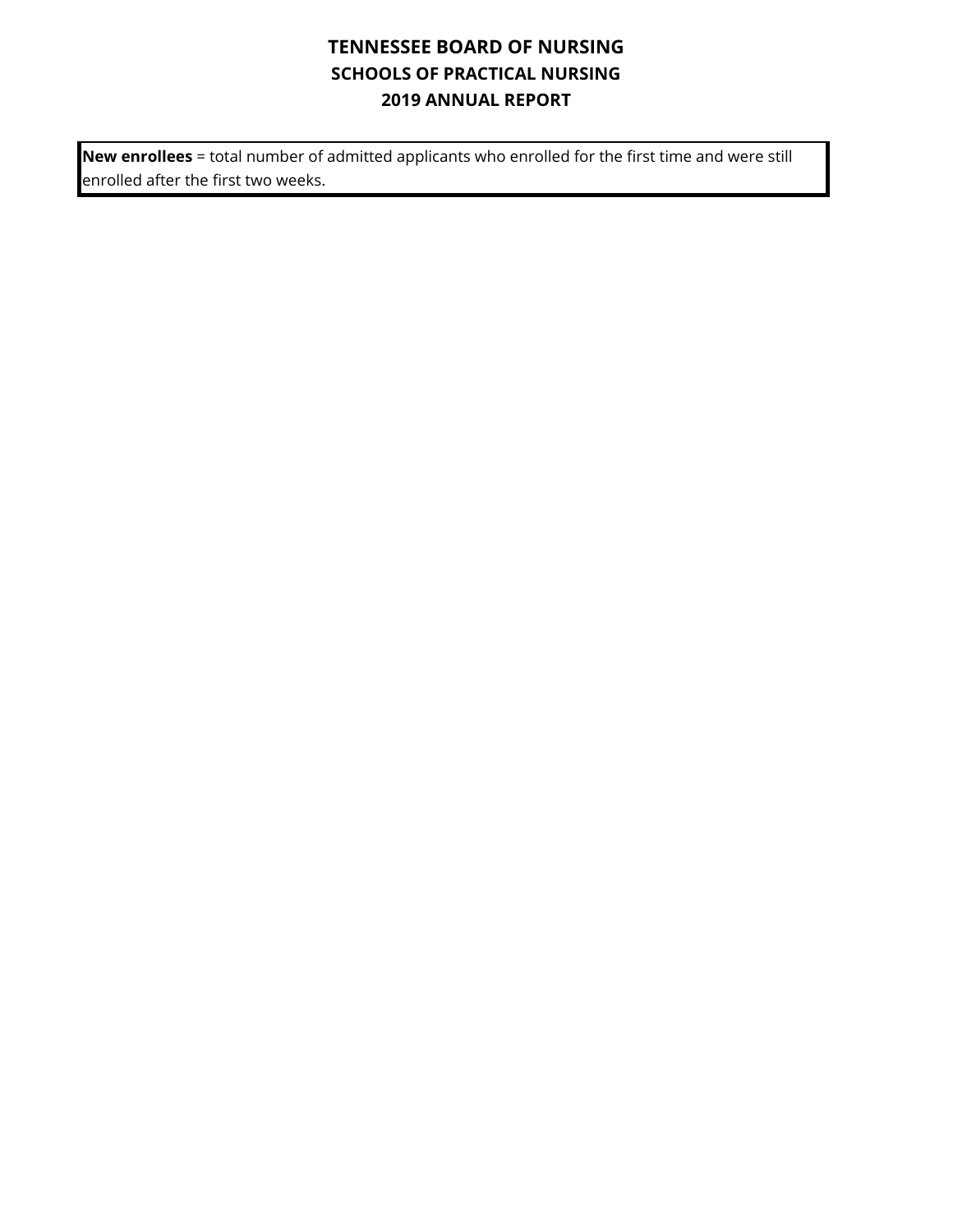# TENNESSEE BOARD OF NURSING
## SCHOOLS OF PRACTICAL NURSING
## 2019 ANNUAL REPORT

**New enrollees** = total number of admitted applicants who enrolled for the first time and were still enrolled after the first two weeks.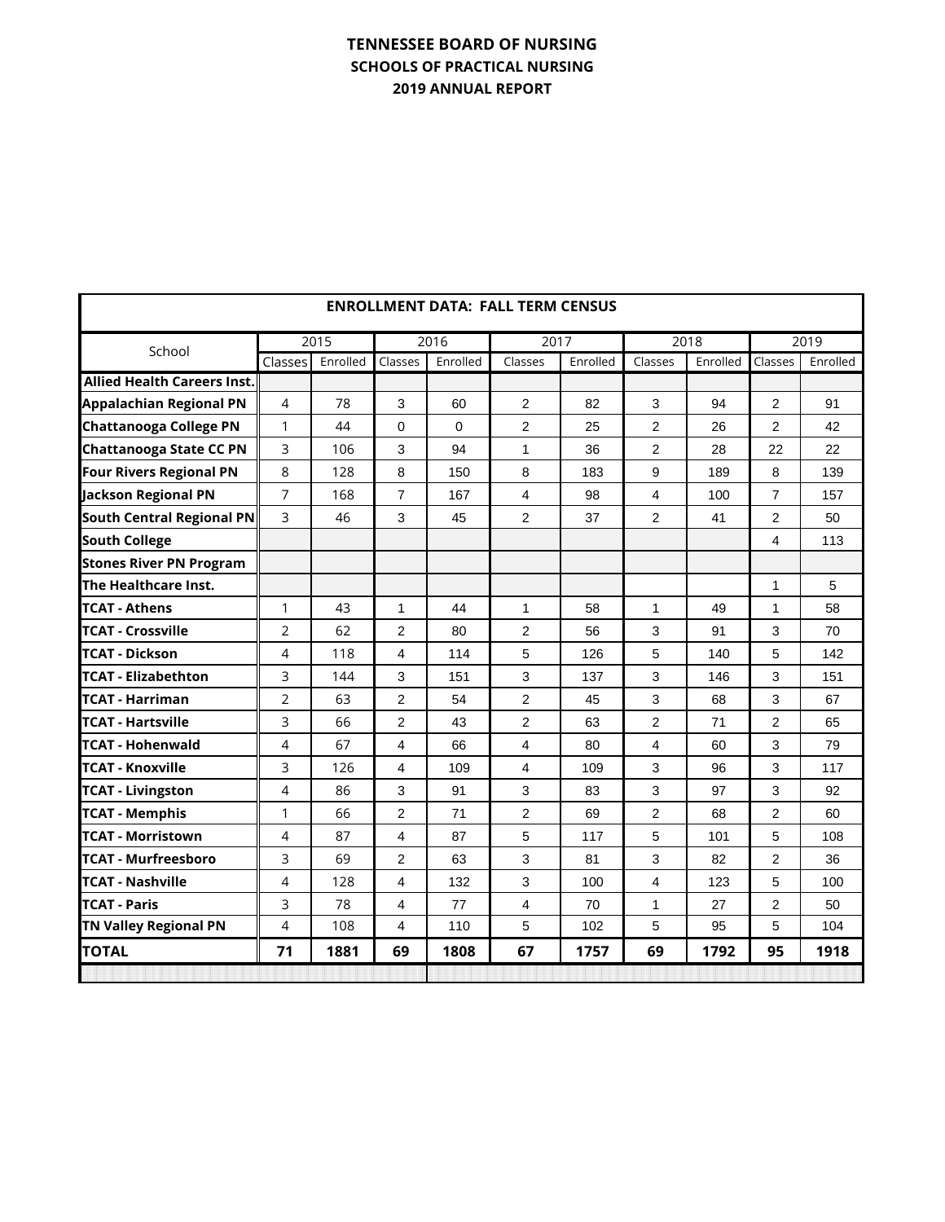**TENNESSEE BOARD OF NURSING**
**SCHOOLS OF PRACTICAL NURSING**
**2019 ANNUAL REPORT**

| ENROLLMENT DATA: FALL TERM CENSUS | | | | | | | | | | |
|---|---|---|---|---|---|---|---|---|---|---|
| School | 2015 | | 2016 | | 2017 | | 2018 | | 2019 | |
| | Classes | Enrolled | Classes | Enrolled | Classes | Enrolled | Classes | Enrolled | Classes | Enrolled |
| **Allied Health Careers Inst.** | | | | | | | | | | |
| **Appalachian Regional PN** | 4 | 78 | 3 | 60 | 2 | 82 | 3 | 94 | 2 | 91 |
| **Chattanooga College PN** | 1 | 44 | 0 | 0 | 2 | 25 | 2 | 26 | 2 | 42 |
| **Chattanooga State CC PN** | 3 | 106 | 3 | 94 | 1 | 36 | 2 | 28 | 22 | 22 |
| **Four Rivers Regional PN** | 8 | 128 | 8 | 150 | 8 | 183 | 9 | 189 | 8 | 139 |
| **Jackson Regional PN** | 7 | 168 | 7 | 167 | 4 | 98 | 4 | 100 | 7 | 157 |
| **South Central Regional PN** | 3 | 46 | 3 | 45 | 2 | 37 | 2 | 41 | 2 | 50 |
| **South College** | | | | | | | | | 4 | 113 |
| **Stones River PN Program** | | | | | | | | | | |
| **The Healthcare Inst.** | | | | | | | | | 1 | 5 |
| **TCAT - Athens** | 1 | 43 | 1 | 44 | 1 | 58 | 1 | 49 | 1 | 58 |
| **TCAT - Crossville** | 2 | 62 | 2 | 80 | 2 | 56 | 3 | 91 | 3 | 70 |
| **TCAT - Dickson** | 4 | 118 | 4 | 114 | 5 | 126 | 5 | 140 | 5 | 142 |
| **TCAT - Elizabethton** | 3 | 144 | 3 | 151 | 3 | 137 | 3 | 146 | 3 | 151 |
| **TCAT - Harriman** | 2 | 63 | 2 | 54 | 2 | 45 | 3 | 68 | 3 | 67 |
| **TCAT - Hartsville** | 3 | 66 | 2 | 43 | 2 | 63 | 2 | 71 | 2 | 65 |
| **TCAT - Hohenwald** | 4 | 67 | 4 | 66 | 4 | 80 | 4 | 60 | 3 | 79 |
| **TCAT - Knoxville** | 3 | 126 | 4 | 109 | 4 | 109 | 3 | 96 | 3 | 117 |
| **TCAT - Livingston** | 4 | 86 | 3 | 91 | 3 | 83 | 3 | 97 | 3 | 92 |
| **TCAT - Memphis** | 1 | 66 | 2 | 71 | 2 | 69 | 2 | 68 | 2 | 60 |
| **TCAT - Morristown** | 4 | 87 | 4 | 87 | 5 | 117 | 5 | 101 | 5 | 108 |
| **TCAT - Murfreesboro** | 3 | 69 | 2 | 63 | 3 | 81 | 3 | 82 | 2 | 36 |
| **TCAT - Nashville** | 4 | 128 | 4 | 132 | 3 | 100 | 4 | 123 | 5 | 100 |
| **TCAT - Paris** | 3 | 78 | 4 | 77 | 4 | 70 | 1 | 27 | 2 | 50 |
| **TN Valley Regional PN** | 4 | 108 | 4 | 110 | 5 | 102 | 5 | 95 | 5 | 104 |
| **TOTAL** | **71** | **1881** | **69** | **1808** | **67** | **1757** | **69** | **1792** | **95** | **1918** |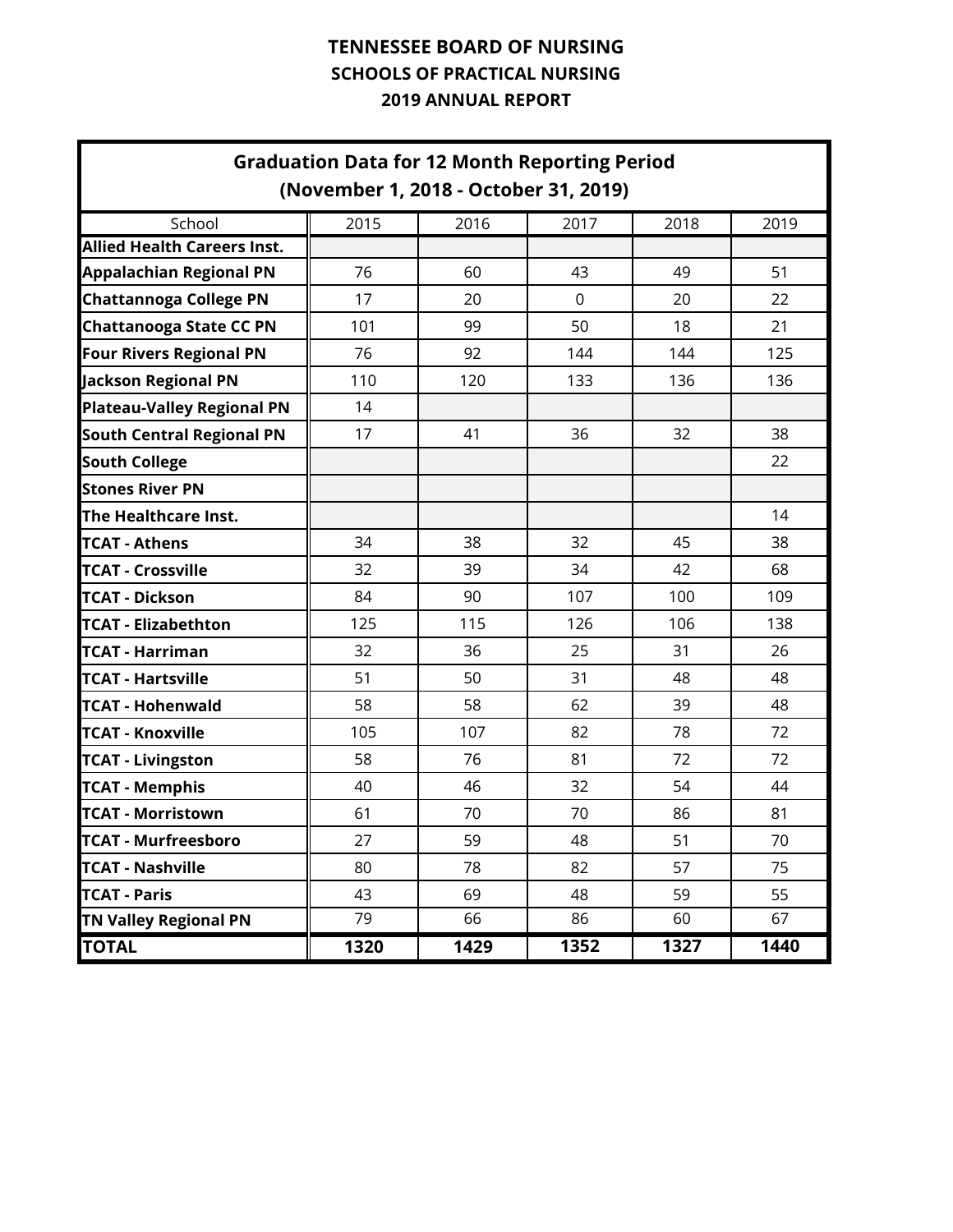# TENNESSEE BOARD OF NURSING
## SCHOOLS OF PRACTICAL NURSING
## 2019 ANNUAL REPORT

| Graduation Data for 12 Month Reporting Period (November 1, 2018 - October 31, 2019) | | | | | |
|---|---|---|---|---|---|
| School | 2015 | 2016 | 2017 | 2018 | 2019 |
| **Allied Health Careers Inst.** | | | | | |
| **Appalachian Regional PN** | 76 | 60 | 43 | 49 | 51 |
| **Chattannoga College PN** | 17 | 20 | 0 | 20 | 22 |
| **Chattanooga State CC PN** | 101 | 99 | 50 | 18 | 21 |
| **Four Rivers Regional PN** | 76 | 92 | 144 | 144 | 125 |
| **Jackson Regional PN** | 110 | 120 | 133 | 136 | 136 |
| **Plateau-Valley Regional PN** | 14 | | | | |
| **South Central Regional PN** | 17 | 41 | 36 | 32 | 38 |
| **South College** | | | | | 22 |
| **Stones River PN** | | | | | |
| **The Healthcare Inst.** | | | | | 14 |
| **TCAT - Athens** | 34 | 38 | 32 | 45 | 38 |
| **TCAT - Crossville** | 32 | 39 | 34 | 42 | 68 |
| **TCAT - Dickson** | 84 | 90 | 107 | 100 | 109 |
| **TCAT - Elizabethton** | 125 | 115 | 126 | 106 | 138 |
| **TCAT - Harriman** | 32 | 36 | 25 | 31 | 26 |
| **TCAT - Hartsville** | 51 | 50 | 31 | 48 | 48 |
| **TCAT - Hohenwald** | 58 | 58 | 62 | 39 | 48 |
| **TCAT - Knoxville** | 105 | 107 | 82 | 78 | 72 |
| **TCAT - Livingston** | 58 | 76 | 81 | 72 | 72 |
| **TCAT - Memphis** | 40 | 46 | 32 | 54 | 44 |
| **TCAT - Morristown** | 61 | 70 | 70 | 86 | 81 |
| **TCAT - Murfreesboro** | 27 | 59 | 48 | 51 | 70 |
| **TCAT - Nashville** | 80 | 78 | 82 | 57 | 75 |
| **TCAT - Paris** | 43 | 69 | 48 | 59 | 55 |
| **TN Valley Regional PN** | 79 | 66 | 86 | 60 | 67 |
| **TOTAL** | **1320** | **1429** | **1352** | **1327** | **1440** |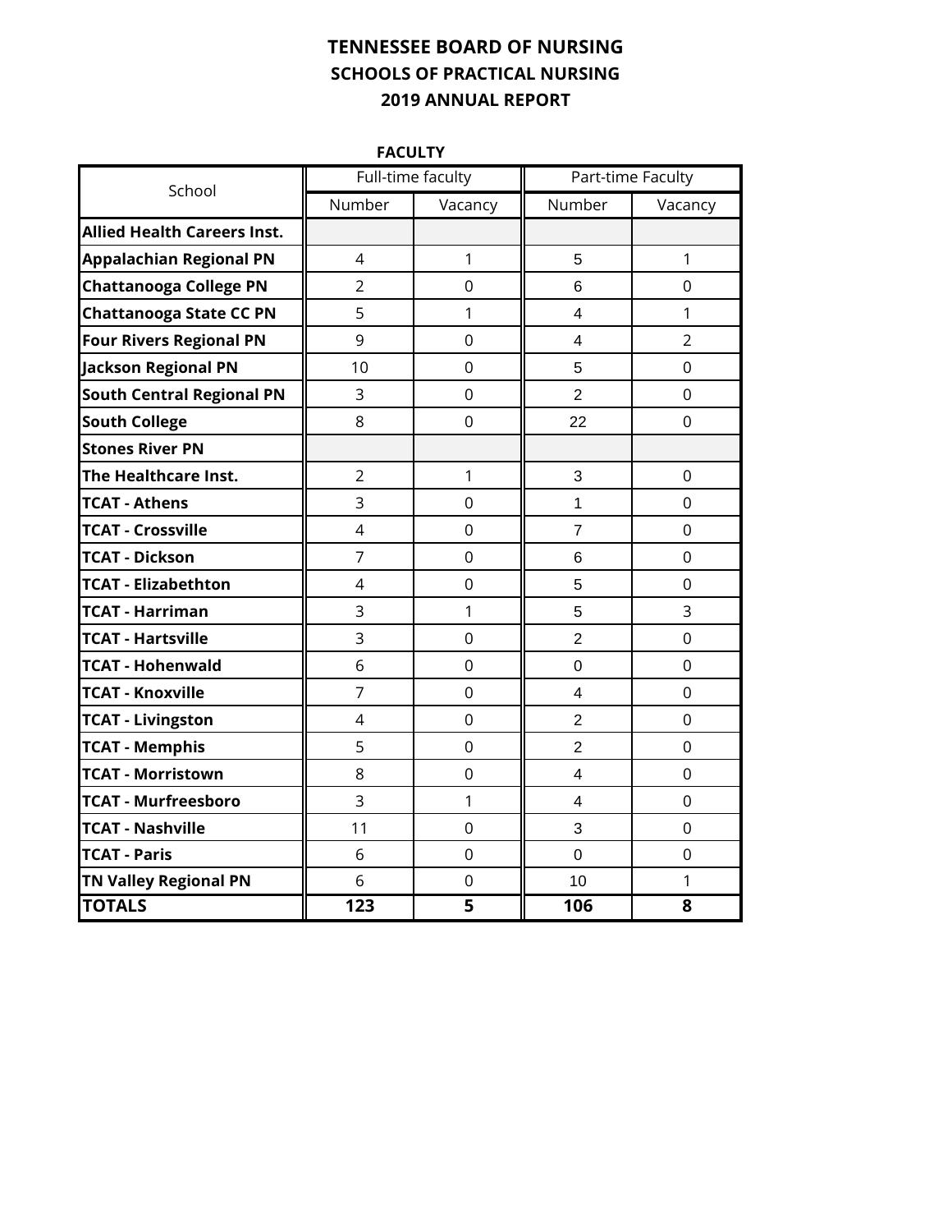# TENNESSEE BOARD OF NURSING
## SCHOOLS OF PRACTICAL NURSING
## 2019 ANNUAL REPORT

### FACULTY

| School | Full-time faculty | | Part-time Faculty | |
|---|---|---|---|---|
| | Number | Vacancy | Number | Vacancy |
| **Allied Health Careers Inst.** | | | | |
| **Appalachian Regional PN** | 4 | 1 | 5 | 1 |
| **Chattanooga College PN** | 2 | 0 | 6 | 0 |
| **Chattanooga State CC PN** | 5 | 1 | 4 | 1 |
| **Four Rivers Regional PN** | 9 | 0 | 4 | 2 |
| **Jackson Regional PN** | 10 | 0 | 5 | 0 |
| **South Central Regional PN** | 3 | 0 | 2 | 0 |
| **South College** | 8 | 0 | 22 | 0 |
| **Stones River PN** | | | | |
| **The Healthcare Inst.** | 2 | 1 | 3 | 0 |
| **TCAT - Athens** | 3 | 0 | 1 | 0 |
| **TCAT - Crossville** | 4 | 0 | 7 | 0 |
| **TCAT - Dickson** | 7 | 0 | 6 | 0 |
| **TCAT - Elizabethton** | 4 | 0 | 5 | 0 |
| **TCAT - Harriman** | 3 | 1 | 5 | 3 |
| **TCAT - Hartsville** | 3 | 0 | 2 | 0 |
| **TCAT - Hohenwald** | 6 | 0 | 0 | 0 |
| **TCAT - Knoxville** | 7 | 0 | 4 | 0 |
| **TCAT - Livingston** | 4 | 0 | 2 | 0 |
| **TCAT - Memphis** | 5 | 0 | 2 | 0 |
| **TCAT - Morristown** | 8 | 0 | 4 | 0 |
| **TCAT - Murfreesboro** | 3 | 1 | 4 | 0 |
| **TCAT - Nashville** | 11 | 0 | 3 | 0 |
| **TCAT - Paris** | 6 | 0 | 0 | 0 |
| **TN Valley Regional PN** | 6 | 0 | 10 | 1 |
| **TOTALS** | **123** | **5** | **106** | **8** |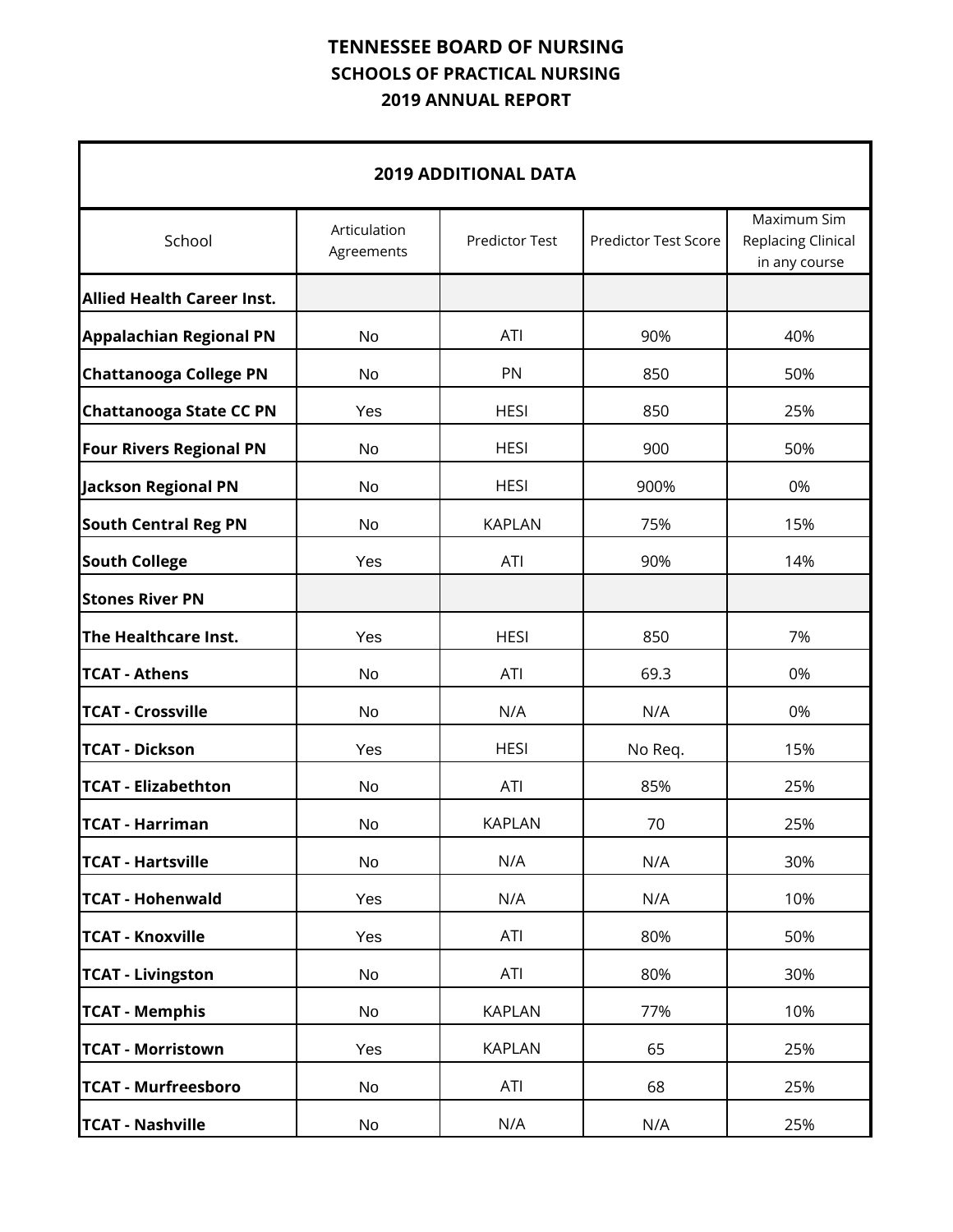# TENNESSEE BOARD OF NURSING
## SCHOOLS OF PRACTICAL NURSING
## 2019 ANNUAL REPORT

| 2019 ADDITIONAL DATA | | | | |
|---|---|---|---|---|
| School | Articulation Agreements | Predictor Test | Predictor Test Score | Maximum Sim Replacing Clinical in any course |
| **Allied Health Career Inst.** | | | | |
| **Appalachian Regional PN** | No | ATI | 90% | 40% |
| **Chattanooga College PN** | No | PN | 850 | 50% |
| **Chattanooga State CC PN** | Yes | HESI | 850 | 25% |
| **Four Rivers Regional PN** | No | HESI | 900 | 50% |
| **Jackson Regional PN** | No | HESI | 900% | 0% |
| **South Central Reg PN** | No | KAPLAN | 75% | 15% |
| **South College** | Yes | ATI | 90% | 14% |
| **Stones River PN** | | | | |
| **The Healthcare Inst.** | Yes | HESI | 850 | 7% |
| **TCAT - Athens** | No | ATI | 69.3 | 0% |
| **TCAT - Crossville** | No | N/A | N/A | 0% |
| **TCAT - Dickson** | Yes | HESI | No Req. | 15% |
| **TCAT - Elizabethton** | No | ATI | 85% | 25% |
| **TCAT - Harriman** | No | KAPLAN | 70 | 25% |
| **TCAT - Hartsville** | No | N/A | N/A | 30% |
| **TCAT - Hohenwald** | Yes | N/A | N/A | 10% |
| **TCAT - Knoxville** | Yes | ATI | 80% | 50% |
| **TCAT - Livingston** | No | ATI | 80% | 30% |
| **TCAT - Memphis** | No | KAPLAN | 77% | 10% |
| **TCAT - Morristown** | Yes | KAPLAN | 65 | 25% |
| **TCAT - Murfreesboro** | No | ATI | 68 | 25% |
| **TCAT - Nashville** | No | N/A | N/A | 25% |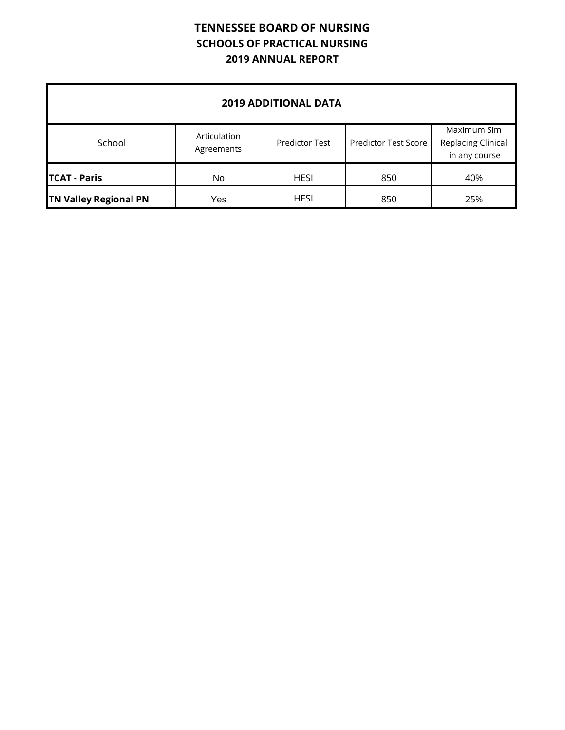# TENNESSEE BOARD OF NURSING
## SCHOOLS OF PRACTICAL NURSING
## 2019 ANNUAL REPORT

| 2019 ADDITIONAL DATA | | | | |
|---|---|---|---|---|
| School | Articulation Agreements | Predictor Test | Predictor Test Score | Maximum Sim Replacing Clinical in any course |
| **TCAT - Paris** | No | HESI | 850 | 40% |
| **TN Valley Regional PN** | Yes | HESI | 850 | 25% |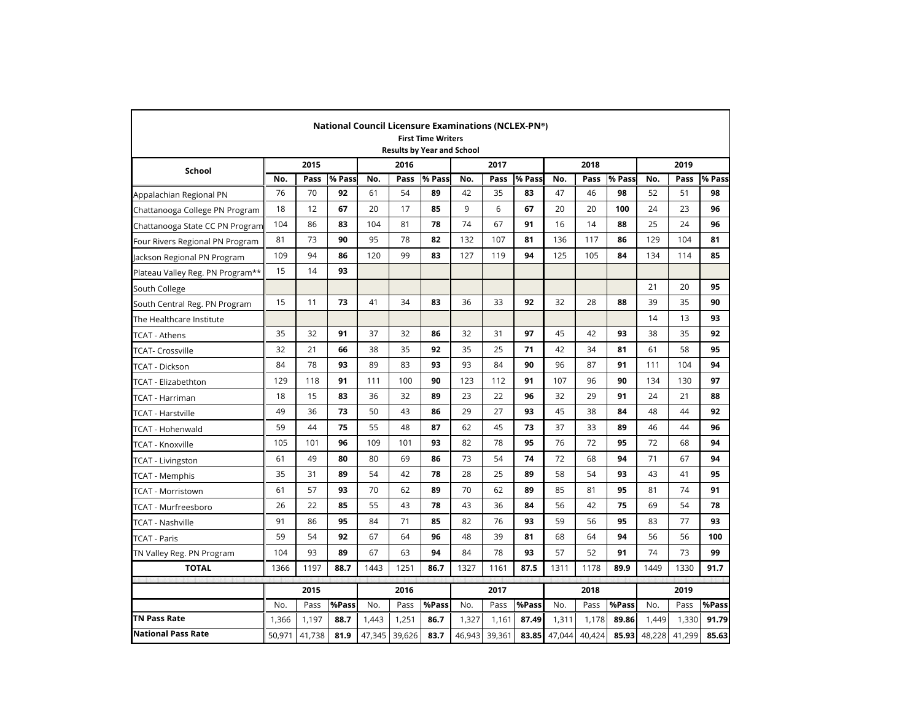**National Council Licensure Examinations (NCLEX-PN®)**

**First Time Writers**

**Results by Year and School**

| School | 2015 | | | 2016 | | | 2017 | | | 2018 | | | 2019 | | |
|---|---|---|---|---|---|---|---|---|---|---|---|---|---|---|---|
| | No. | Pass | % Pass | No. | Pass | % Pass | No. | Pass | % Pass | No. | Pass | % Pass | No. | Pass | % Pass |
| Appalachian Regional PN | 76 | 70 | **92** | 61 | 54 | **89** | 42 | 35 | **83** | 47 | 46 | **98** | 52 | 51 | **98** |
| Chattanooga College PN Program | 18 | 12 | **67** | 20 | 17 | **85** | 9 | 6 | **67** | 20 | 20 | **100** | 24 | 23 | **96** |
| Chattanooga State CC PN Program | 104 | 86 | **83** | 104 | 81 | **78** | 74 | 67 | **91** | 16 | 14 | **88** | 25 | 24 | **96** |
| Four Rivers Regional PN Program | 81 | 73 | **90** | 95 | 78 | **82** | 132 | 107 | **81** | 136 | 117 | **86** | 129 | 104 | **81** |
| Jackson Regional PN Program | 109 | 94 | **86** | 120 | 99 | **83** | 127 | 119 | **94** | 125 | 105 | **84** | 134 | 114 | **85** |
| Plateau Valley Reg. PN Program** | 15 | 14 | **93** | | | | | | | | | | | | |
| South College | | | | | | | | | | | | | 21 | 20 | **95** |
| South Central Reg. PN Program | 15 | 11 | **73** | 41 | 34 | **83** | 36 | 33 | **92** | 32 | 28 | **88** | 39 | 35 | **90** |
| The Healthcare Institute | | | | | | | | | | | | | 14 | 13 | **93** |
| TCAT - Athens | 35 | 32 | **91** | 37 | 32 | **86** | 32 | 31 | **97** | 45 | 42 | **93** | 38 | 35 | **92** |
| TCAT- Crossville | 32 | 21 | **66** | 38 | 35 | **92** | 35 | 25 | **71** | 42 | 34 | **81** | 61 | 58 | **95** |
| TCAT - Dickson | 84 | 78 | **93** | 89 | 83 | **93** | 93 | 84 | **90** | 96 | 87 | **91** | 111 | 104 | **94** |
| TCAT - Elizabethton | 129 | 118 | **91** | 111 | 100 | **90** | 123 | 112 | **91** | 107 | 96 | **90** | 134 | 130 | **97** |
| TCAT - Harriman | 18 | 15 | **83** | 36 | 32 | **89** | 23 | 22 | **96** | 32 | 29 | **91** | 24 | 21 | **88** |
| TCAT - Harstville | 49 | 36 | **73** | 50 | 43 | **86** | 29 | 27 | **93** | 45 | 38 | **84** | 48 | 44 | **92** |
| TCAT - Hohenwald | 59 | 44 | **75** | 55 | 48 | **87** | 62 | 45 | **73** | 37 | 33 | **89** | 46 | 44 | **96** |
| TCAT - Knoxville | 105 | 101 | **96** | 109 | 101 | **93** | 82 | 78 | **95** | 76 | 72 | **95** | 72 | 68 | **94** |
| TCAT - Livingston | 61 | 49 | **80** | 80 | 69 | **86** | 73 | 54 | **74** | 72 | 68 | **94** | 71 | 67 | **94** |
| TCAT - Memphis | 35 | 31 | **89** | 54 | 42 | **78** | 28 | 25 | **89** | 58 | 54 | **93** | 43 | 41 | **95** |
| TCAT - Morristown | 61 | 57 | **93** | 70 | 62 | **89** | 70 | 62 | **89** | 85 | 81 | **95** | 81 | 74 | **91** |
| TCAT - Murfreesboro | 26 | 22 | **85** | 55 | 43 | **78** | 43 | 36 | **84** | 56 | 42 | **75** | 69 | 54 | **78** |
| TCAT - Nashville | 91 | 86 | **95** | 84 | 71 | **85** | 82 | 76 | **93** | 59 | 56 | **95** | 83 | 77 | **93** |
| TCAT - Paris | 59 | 54 | **92** | 67 | 64 | **96** | 48 | 39 | **81** | 68 | 64 | **94** | 56 | 56 | **100** |
| TN Valley Reg. PN Program | 104 | 93 | **89** | 67 | 63 | **94** | 84 | 78 | **93** | 57 | 52 | **91** | 74 | 73 | **99** |
| **TOTAL** | 1366 | 1197 | **88.7** | 1443 | 1251 | **86.7** | 1327 | 1161 | **87.5** | 1311 | 1178 | **89.9** | 1449 | 1330 | **91.7** |

| | 2015 | | | 2016 | | | 2017 | | | 2018 | | | 2019 | | |
|---|---|---|---|---|---|---|---|---|---|---|---|---|---|---|---|
| | No. | Pass | %Pass | No. | Pass | %Pass | No. | Pass | %Pass | No. | Pass | %Pass | No. | Pass | %Pass |
| **TN Pass Rate** | 1,366 | 1,197 | **88.7** | 1,443 | 1,251 | **86.7** | 1,327 | 1,161 | **87.49** | 1,311 | 1,178 | **89.86** | 1,449 | 1,330 | **91.79** |
| **National Pass Rate** | 50,971 | 41,738 | **81.9** | 47,345 | 39,626 | **83.7** | 46,943 | 39,361 | **83.85** | 47,044 | 40,424 | **85.93** | 48,228 | 41,299 | **85.63** |